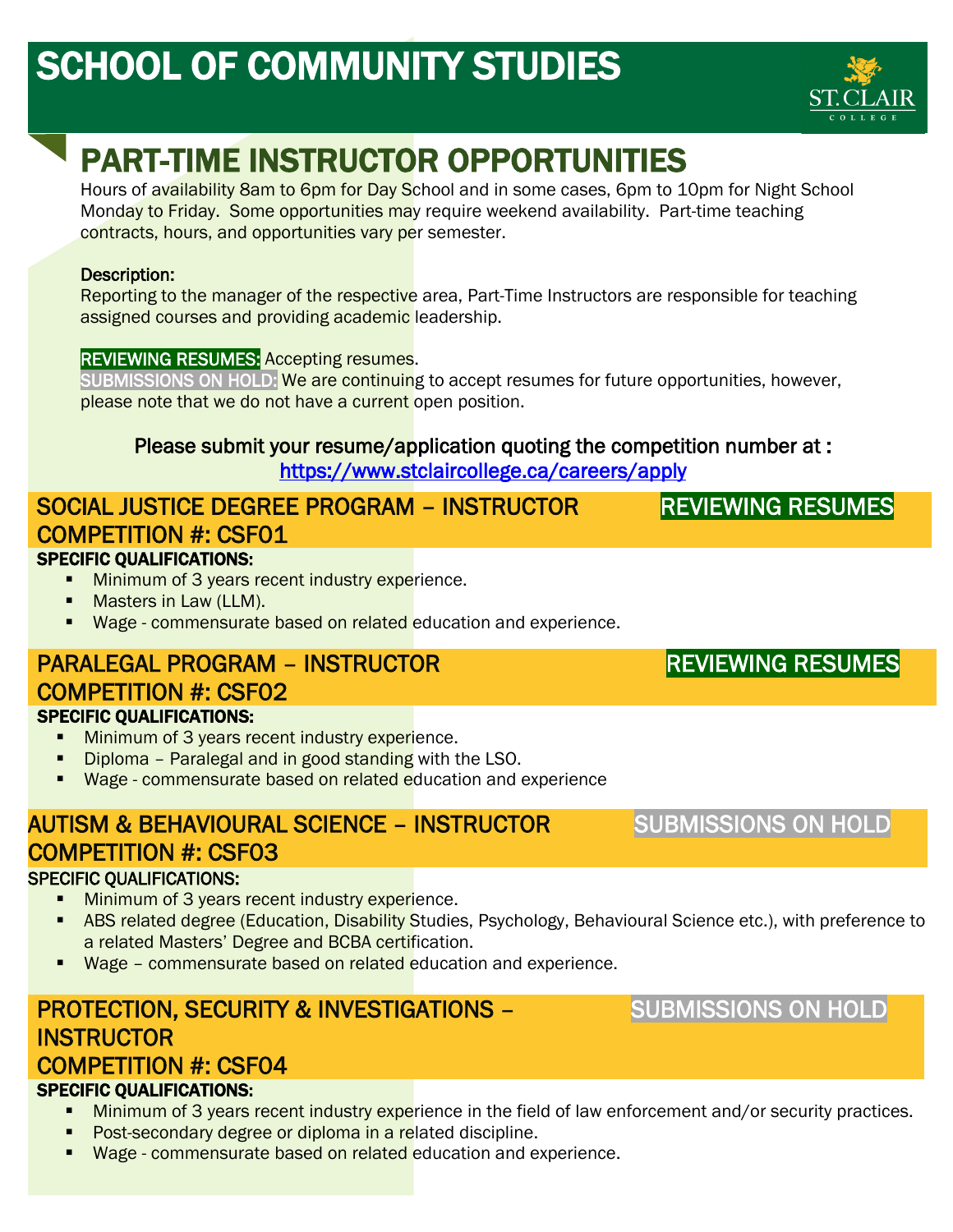# SCHOOL OF COMMUNITY STUDIES

## PART-TIME INSTRUCTOR OPPORTUNITIES

Hours of availability 8am to 6pm for Day School and in some cases, 6pm to 10pm for Night School Monday to Friday. Some opportunities may require weekend availability. Part-time teaching contracts, hours, and opportunities vary per semester.

**Description:**
Reporting to the manager of the respective area, Part-Time Instructors are responsible for teaching assigned courses and providing academic leadership.

**REVIEWING RESUMES:** Accepting resumes.
**SUBMISSIONS ON HOLD:** We are continuing to accept resumes for future opportunities, however, please note that we do not have a current open position.

**Please submit your resume/application quoting the competition number at :**
https://www.stclaircollege.ca/careers/apply

### SOCIAL JUSTICE DEGREE PROGRAM – INSTRUCTOR — REVIEWING RESUMES
### COMPETITION #: CSF01

**SPECIFIC QUALIFICATIONS:**

- Minimum of 3 years recent industry experience.
- Masters in Law (LLM).
- Wage - commensurate based on related education and experience.

### PARALEGAL PROGRAM – INSTRUCTOR — REVIEWING RESUMES
### COMPETITION #: CSF02

**SPECIFIC QUALIFICATIONS:**

- Minimum of 3 years recent industry experience.
- Diploma – Paralegal and in good standing with the LSO.
- Wage - commensurate based on related education and experience

### AUTISM & BEHAVIOURAL SCIENCE – INSTRUCTOR — SUBMISSIONS ON HOLD
### COMPETITION #: CSF03

**SPECIFIC QUALIFICATIONS:**

- Minimum of 3 years recent industry experience.
- ABS related degree (Education, Disability Studies, Psychology, Behavioural Science etc.), with preference to a related Masters' Degree and BCBA certification.
- Wage – commensurate based on related education and experience.

### PROTECTION, SECURITY & INVESTIGATIONS – INSTRUCTOR — SUBMISSIONS ON HOLD
### COMPETITION #: CSF04

**SPECIFIC QUALIFICATIONS:**

- Minimum of 3 years recent industry experience in the field of law enforcement and/or security practices.
- Post-secondary degree or diploma in a related discipline.
- Wage - commensurate based on related education and experience.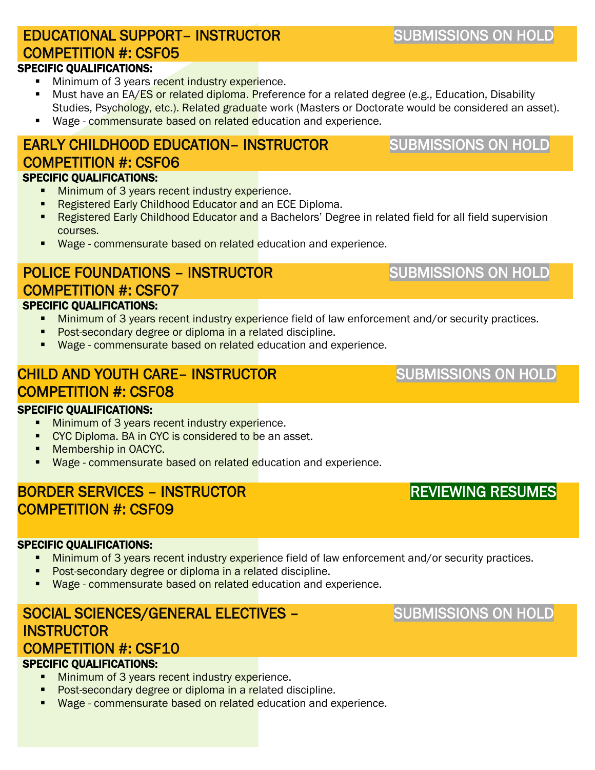## EDUCATIONAL SUPPORT– INSTRUCTOR

## COMPETITION #: CSF05

SUBMISSIONS ON HOLD

**SPECIFIC QUALIFICATIONS:**

- Minimum of 3 years recent industry experience.
- Must have an EA/ES or related diploma. Preference for a related degree (e.g., Education, Disability Studies, Psychology, etc.). Related graduate work (Masters or Doctorate would be considered an asset).
- Wage - commensurate based on related education and experience.

## EARLY CHILDHOOD EDUCATION– INSTRUCTOR

## COMPETITION #: CSF06

SUBMISSIONS ON HOLD

**SPECIFIC QUALIFICATIONS:**

- Minimum of 3 years recent industry experience.
- Registered Early Childhood Educator and an ECE Diploma.
- Registered Early Childhood Educator and a Bachelors' Degree in related field for all field supervision courses.
- Wage - commensurate based on related education and experience.

## POLICE FOUNDATIONS – INSTRUCTOR

## COMPETITION #: CSF07

SUBMISSIONS ON HOLD

**SPECIFIC QUALIFICATIONS:**

- Minimum of 3 years recent industry experience field of law enforcement and/or security practices.
- Post-secondary degree or diploma in a related discipline.
- Wage - commensurate based on related education and experience.

## CHILD AND YOUTH CARE– INSTRUCTOR

## COMPETITION #: CSF08

SUBMISSIONS ON HOLD

**SPECIFIC QUALIFICATIONS:**

- Minimum of 3 years recent industry experience.
- CYC Diploma. BA in CYC is considered to be an asset.
- Membership in OACYC.
- Wage - commensurate based on related education and experience.

## BORDER SERVICES – INSTRUCTOR

## COMPETITION #: CSF09

REVIEWING RESUMES

**SPECIFIC QUALIFICATIONS:**

- Minimum of 3 years recent industry experience field of law enforcement and/or security practices.
- Post-secondary degree or diploma in a related discipline.
- Wage - commensurate based on related education and experience.

## SOCIAL SCIENCES/GENERAL ELECTIVES – INSTRUCTOR

## COMPETITION #: CSF10

SUBMISSIONS ON HOLD

**SPECIFIC QUALIFICATIONS:**

- Minimum of 3 years recent industry experience.
- Post-secondary degree or diploma in a related discipline.
- Wage - commensurate based on related education and experience.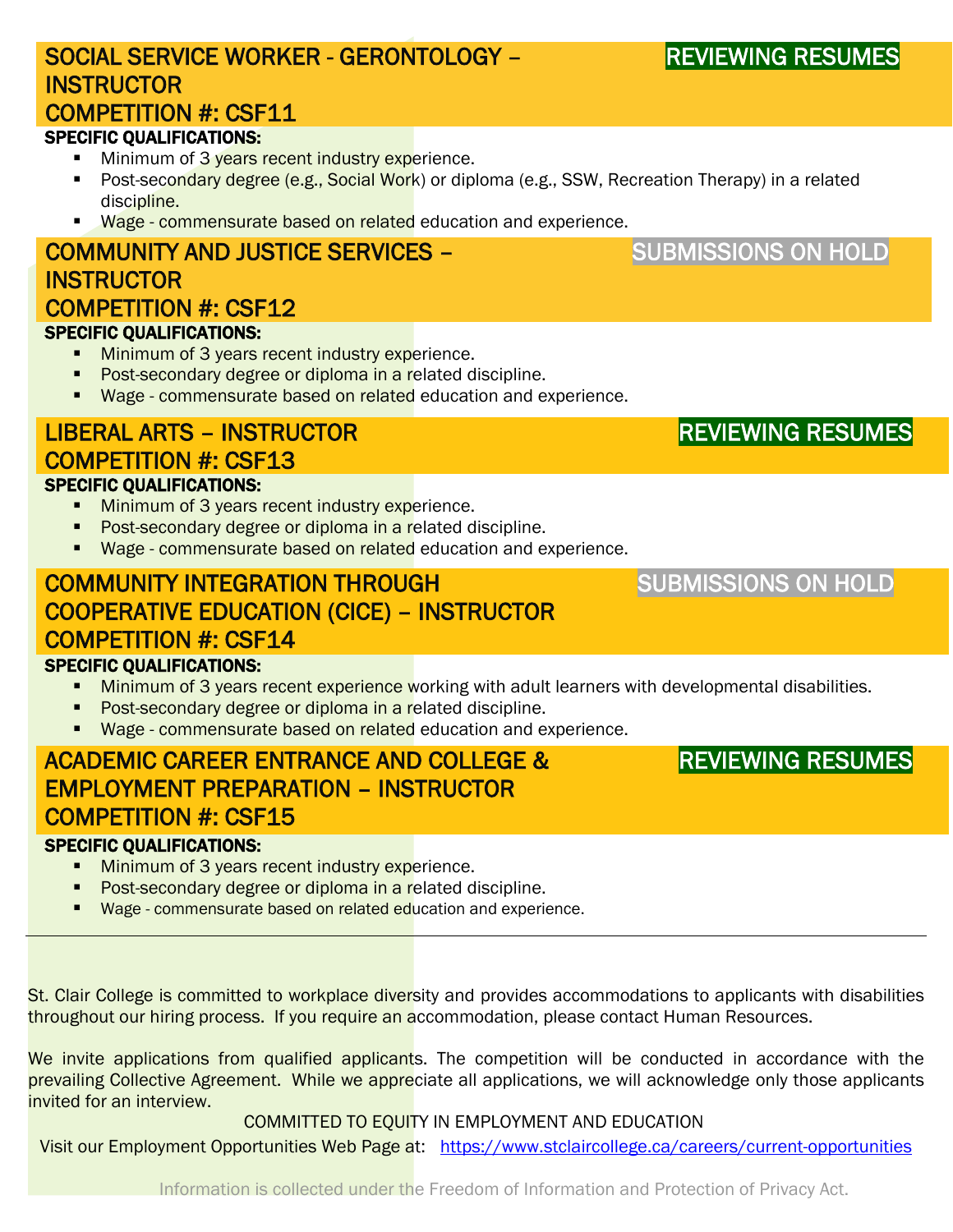## SOCIAL SERVICE WORKER - GERONTOLOGY – INSTRUCTOR
## COMPETITION #: CSF11

REVIEWING RESUMES

**SPECIFIC QUALIFICATIONS:**

- Minimum of 3 years recent industry experience.
- Post-secondary degree (e.g., Social Work) or diploma (e.g., SSW, Recreation Therapy) in a related discipline.
- Wage - commensurate based on related education and experience.

## COMMUNITY AND JUSTICE SERVICES – INSTRUCTOR
## COMPETITION #: CSF12

SUBMISSIONS ON HOLD

**SPECIFIC QUALIFICATIONS:**

- Minimum of 3 years recent industry experience.
- Post-secondary degree or diploma in a related discipline.
- Wage - commensurate based on related education and experience.

## LIBERAL ARTS – INSTRUCTOR
## COMPETITION #: CSF13

REVIEWING RESUMES

**SPECIFIC QUALIFICATIONS:**

- Minimum of 3 years recent industry experience.
- Post-secondary degree or diploma in a related discipline.
- Wage - commensurate based on related education and experience.

## COMMUNITY INTEGRATION THROUGH COOPERATIVE EDUCATION (CICE) – INSTRUCTOR
## COMPETITION #: CSF14

SUBMISSIONS ON HOLD

**SPECIFIC QUALIFICATIONS:**

- Minimum of 3 years recent experience working with adult learners with developmental disabilities.
- Post-secondary degree or diploma in a related discipline.
- Wage - commensurate based on related education and experience.

## ACADEMIC CAREER ENTRANCE AND COLLEGE & EMPLOYMENT PREPARATION – INSTRUCTOR
## COMPETITION #: CSF15

REVIEWING RESUMES

**SPECIFIC QUALIFICATIONS:**

- Minimum of 3 years recent industry experience.
- Post-secondary degree or diploma in a related discipline.
- Wage - commensurate based on related education and experience.

---

St. Clair College is committed to workplace diversity and provides accommodations to applicants with disabilities throughout our hiring process. If you require an accommodation, please contact Human Resources.

We invite applications from qualified applicants. The competition will be conducted in accordance with the prevailing Collective Agreement. While we appreciate all applications, we will acknowledge only those applicants invited for an interview.

COMMITTED TO EQUITY IN EMPLOYMENT AND EDUCATION

Visit our Employment Opportunities Web Page at: https://www.stclaircollege.ca/careers/current-opportunities

Information is collected under the Freedom of Information and Protection of Privacy Act.